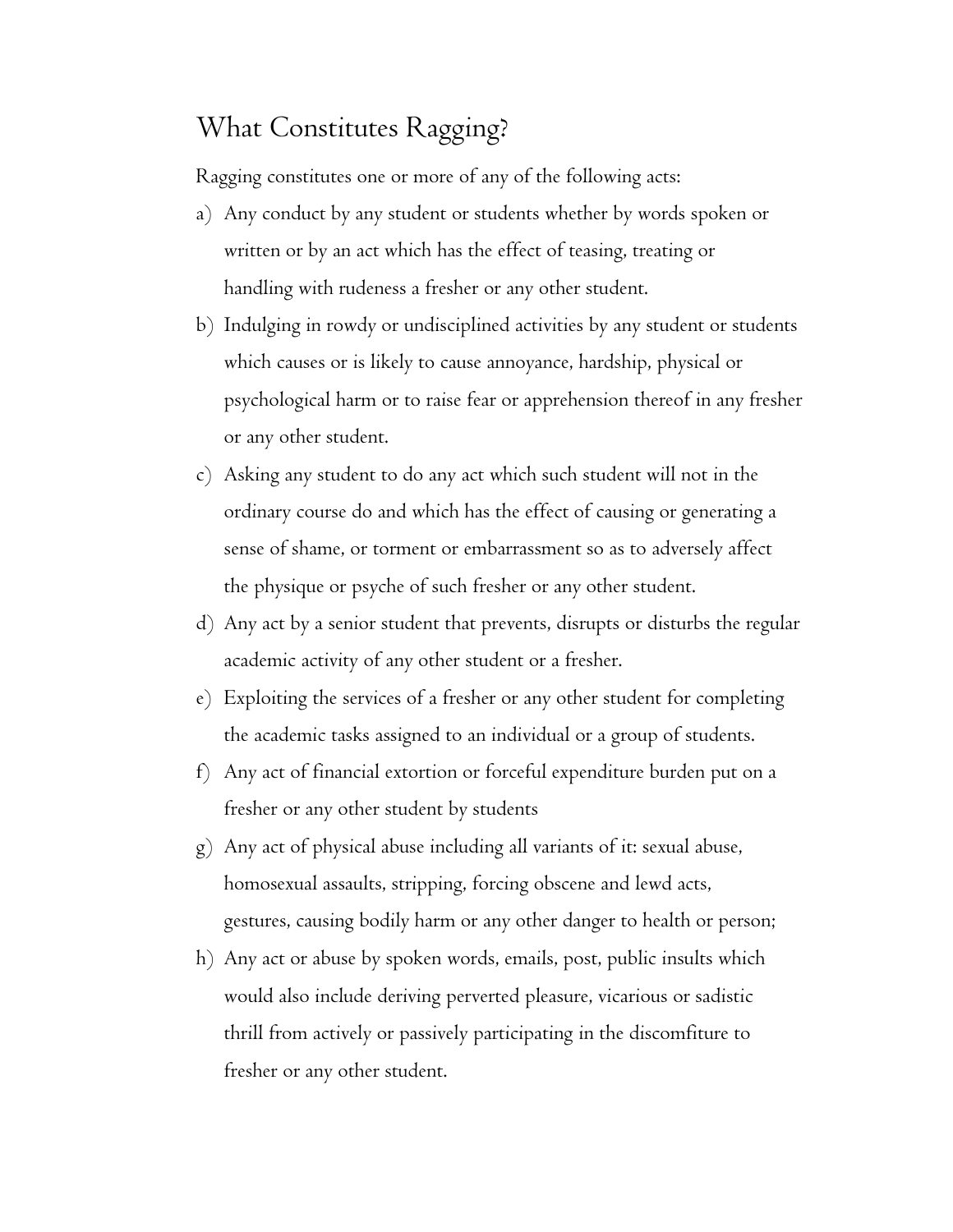# What Constitutes Ragging?

Ragging constitutes one or more of any of the following acts:

a) Any conduct by any student or students whether by words spoken or written or by an act which has the effect of teasing, treating or handling with rudeness a fresher or any other student.

b) Indulging in rowdy or undisciplined activities by any student or students which causes or is likely to cause annoyance, hardship, physical or psychological harm or to raise fear or apprehension thereof in any fresher or any other student.

c) Asking any student to do any act which such student will not in the ordinary course do and which has the effect of causing or generating a sense of shame, or torment or embarrassment so as to adversely affect the physique or psyche of such fresher or any other student.

d) Any act by a senior student that prevents, disrupts or disturbs the regular academic activity of any other student or a fresher.

e) Exploiting the services of a fresher or any other student for completing the academic tasks assigned to an individual or a group of students.

f) Any act of financial extortion or forceful expenditure burden put on a fresher or any other student by students

g) Any act of physical abuse including all variants of it: sexual abuse, homosexual assaults, stripping, forcing obscene and lewd acts, gestures, causing bodily harm or any other danger to health or person;

h) Any act or abuse by spoken words, emails, post, public insults which would also include deriving perverted pleasure, vicarious or sadistic thrill from actively or passively participating in the discomfiture to fresher or any other student.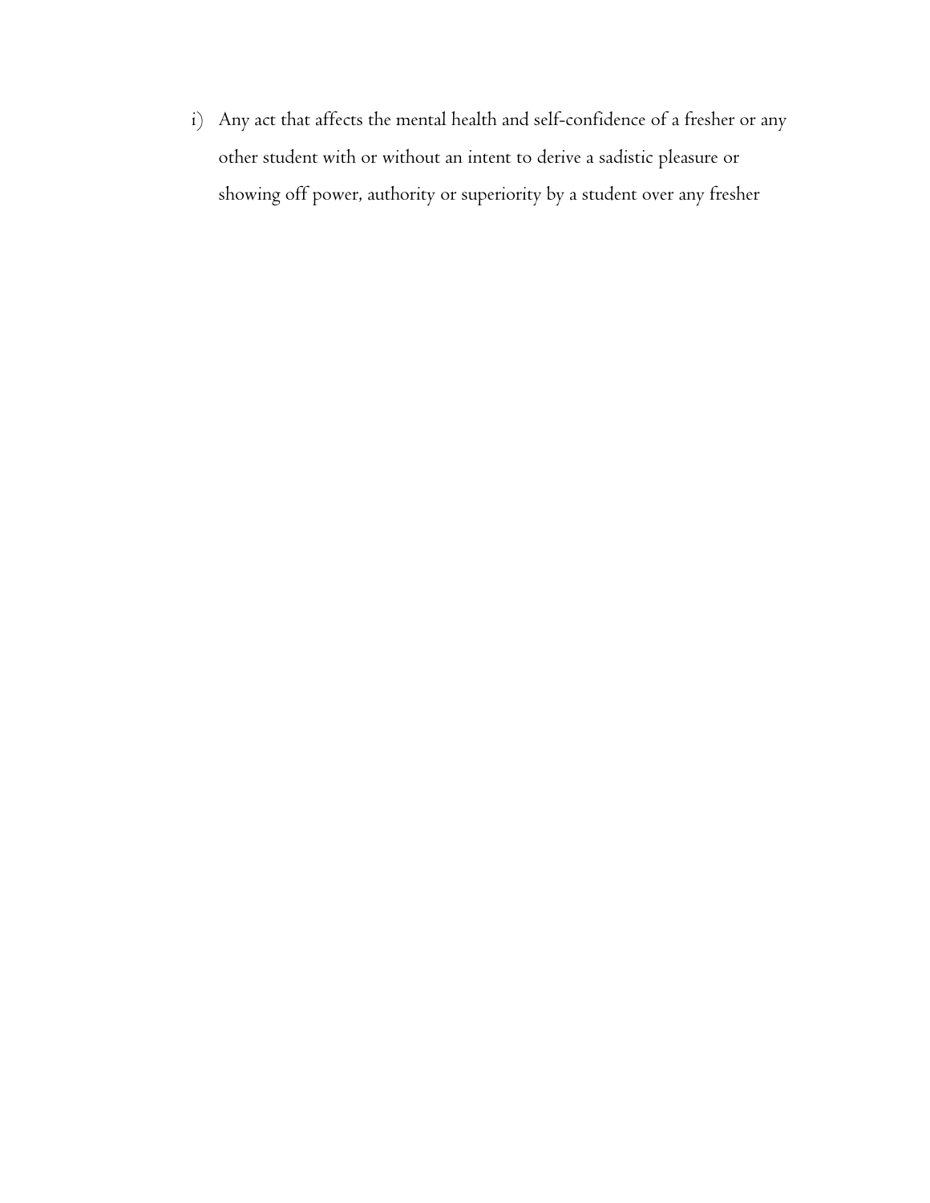i) Any act that affects the mental health and self-confidence of a fresher or any other student with or without an intent to derive a sadistic pleasure or showing off power, authority or superiority by a student over any fresher